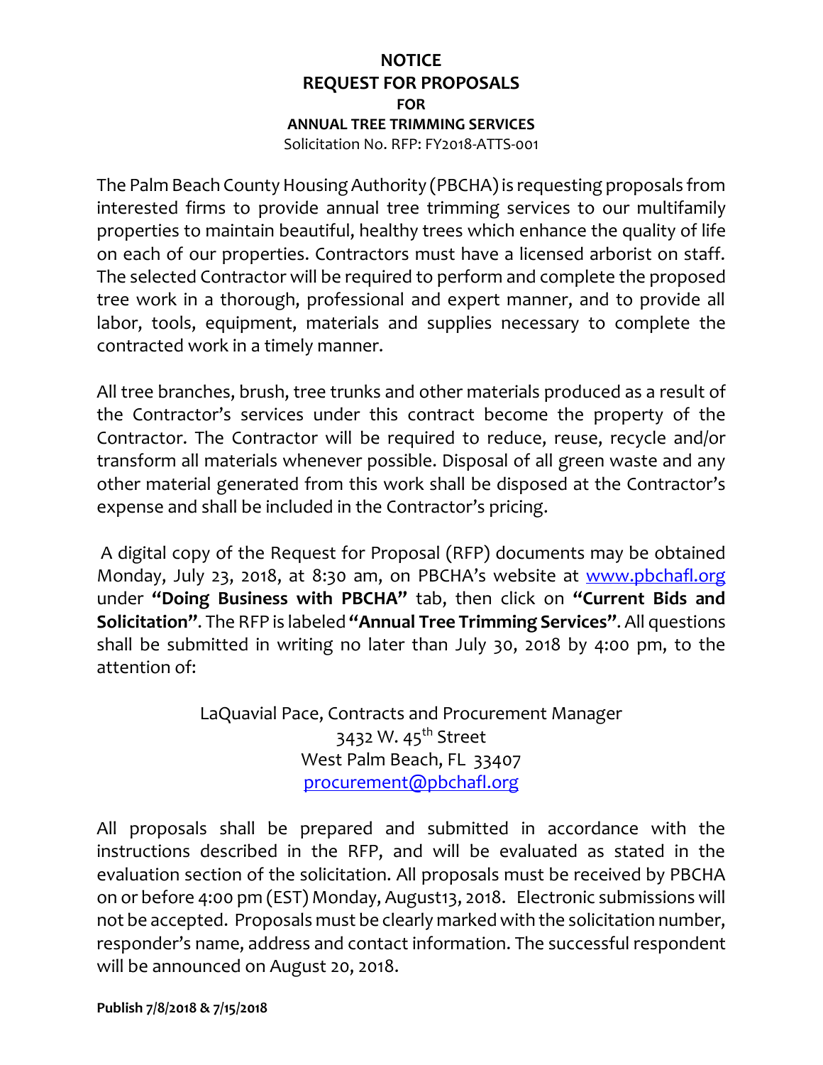# NOTICE
# REQUEST FOR PROPOSALS
### FOR
### ANNUAL TREE TRIMMING SERVICES

Solicitation No. RFP: FY2018-ATTS-001

The Palm Beach County Housing Authority (PBCHA) is requesting proposals from interested firms to provide annual tree trimming services to our multifamily properties to maintain beautiful, healthy trees which enhance the quality of life on each of our properties. Contractors must have a licensed arborist on staff. The selected Contractor will be required to perform and complete the proposed tree work in a thorough, professional and expert manner, and to provide all labor, tools, equipment, materials and supplies necessary to complete the contracted work in a timely manner.

All tree branches, brush, tree trunks and other materials produced as a result of the Contractor's services under this contract become the property of the Contractor. The Contractor will be required to reduce, reuse, recycle and/or transform all materials whenever possible. Disposal of all green waste and any other material generated from this work shall be disposed at the Contractor's expense and shall be included in the Contractor's pricing.

A digital copy of the Request for Proposal (RFP) documents may be obtained Monday, July 23, 2018, at 8:30 am, on PBCHA's website at www.pbchafl.org under **"Doing Business with PBCHA"** tab, then click on **"Current Bids and Solicitation"**. The RFP is labeled **"Annual Tree Trimming Services"**. All questions shall be submitted in writing no later than July 30, 2018 by 4:00 pm, to the attention of:

LaQuavial Pace, Contracts and Procurement Manager
3432 W. 45th Street
West Palm Beach, FL 33407
procurement@pbchafl.org

All proposals shall be prepared and submitted in accordance with the instructions described in the RFP, and will be evaluated as stated in the evaluation section of the solicitation. All proposals must be received by PBCHA on or before 4:00 pm (EST) Monday, August13, 2018. Electronic submissions will not be accepted. Proposals must be clearly marked with the solicitation number, responder's name, address and contact information. The successful respondent will be announced on August 20, 2018.

**Publish 7/8/2018 & 7/15/2018**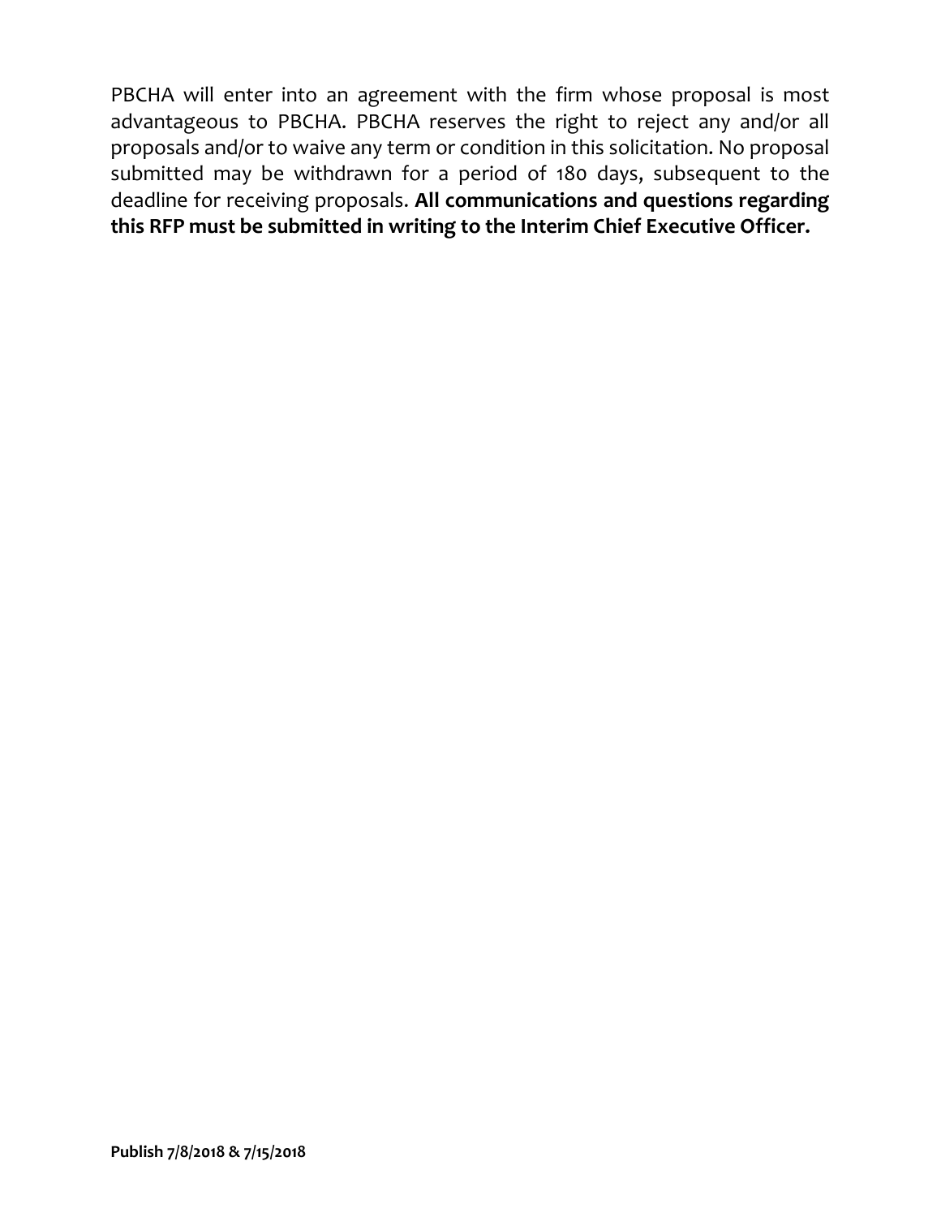PBCHA will enter into an agreement with the firm whose proposal is most advantageous to PBCHA. PBCHA reserves the right to reject any and/or all proposals and/or to waive any term or condition in this solicitation. No proposal submitted may be withdrawn for a period of 180 days, subsequent to the deadline for receiving proposals. **All communications and questions regarding this RFP must be submitted in writing to the Interim Chief Executive Officer.**

**Publish 7/8/2018 & 7/15/2018**